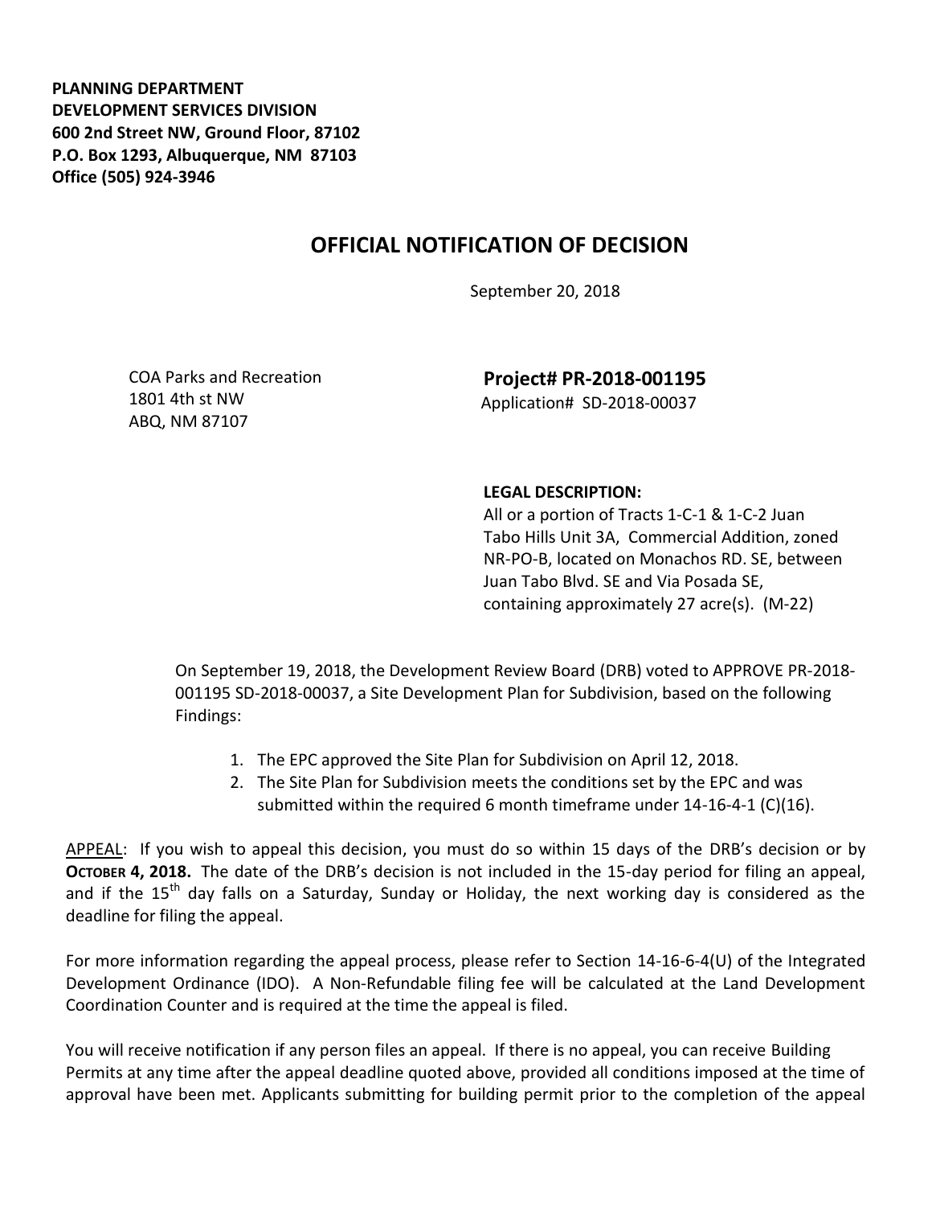**PLANNING DEPARTMENT**
**DEVELOPMENT SERVICES DIVISION**
**600 2nd Street NW, Ground Floor, 87102**
**P.O. Box 1293, Albuquerque, NM 87103**
**Office (505) 924-3946**

# OFFICIAL NOTIFICATION OF DECISION

September 20, 2018

COA Parks and Recreation
1801 4th st NW
ABQ, NM 87107

**Project# PR-2018-001195**
Application# SD-2018-00037

**LEGAL DESCRIPTION:**
All or a portion of Tracts 1-C-1 & 1-C-2 Juan Tabo Hills Unit 3A, Commercial Addition, zoned NR-PO-B, located on Monachos RD. SE, between Juan Tabo Blvd. SE and Via Posada SE, containing approximately 27 acre(s). (M-22)

On September 19, 2018, the Development Review Board (DRB) voted to APPROVE PR-2018-001195 SD-2018-00037, a Site Development Plan for Subdivision, based on the following Findings:

1. The EPC approved the Site Plan for Subdivision on April 12, 2018.
2. The Site Plan for Subdivision meets the conditions set by the EPC and was submitted within the required 6 month timeframe under 14-16-4-1 (C)(16).

APPEAL: If you wish to appeal this decision, you must do so within 15 days of the DRB's decision or by **OCTOBER 4, 2018.** The date of the DRB's decision is not included in the 15-day period for filing an appeal, and if the 15th day falls on a Saturday, Sunday or Holiday, the next working day is considered as the deadline for filing the appeal.

For more information regarding the appeal process, please refer to Section 14-16-6-4(U) of the Integrated Development Ordinance (IDO). A Non-Refundable filing fee will be calculated at the Land Development Coordination Counter and is required at the time the appeal is filed.

You will receive notification if any person files an appeal. If there is no appeal, you can receive Building Permits at any time after the appeal deadline quoted above, provided all conditions imposed at the time of approval have been met. Applicants submitting for building permit prior to the completion of the appeal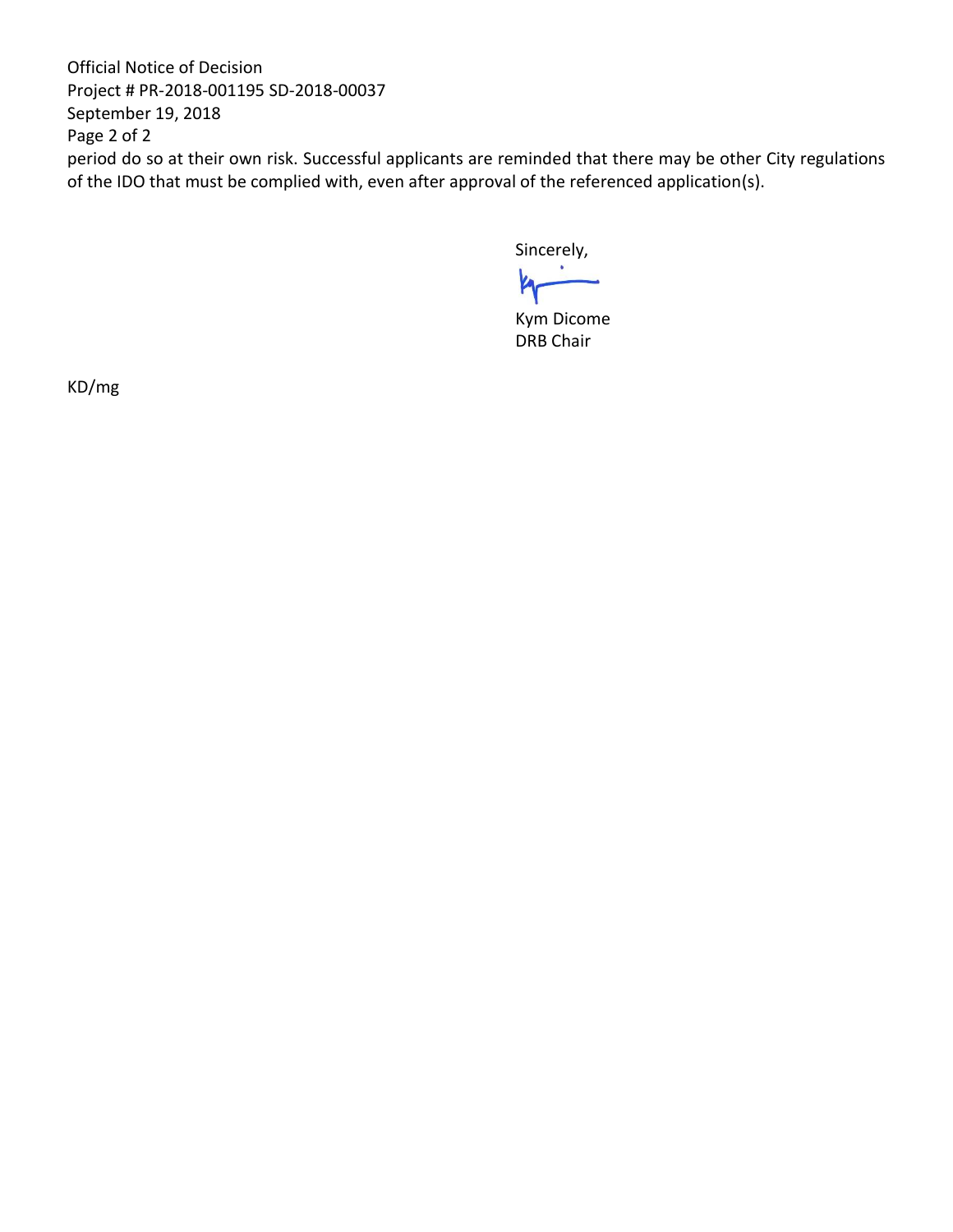period do so at their own risk. Successful applicants are reminded that there may be other City regulations of the IDO that must be complied with, even after approval of the referenced application(s).

Sincerely,

Kym Dicome
DRB Chair

KD/mg